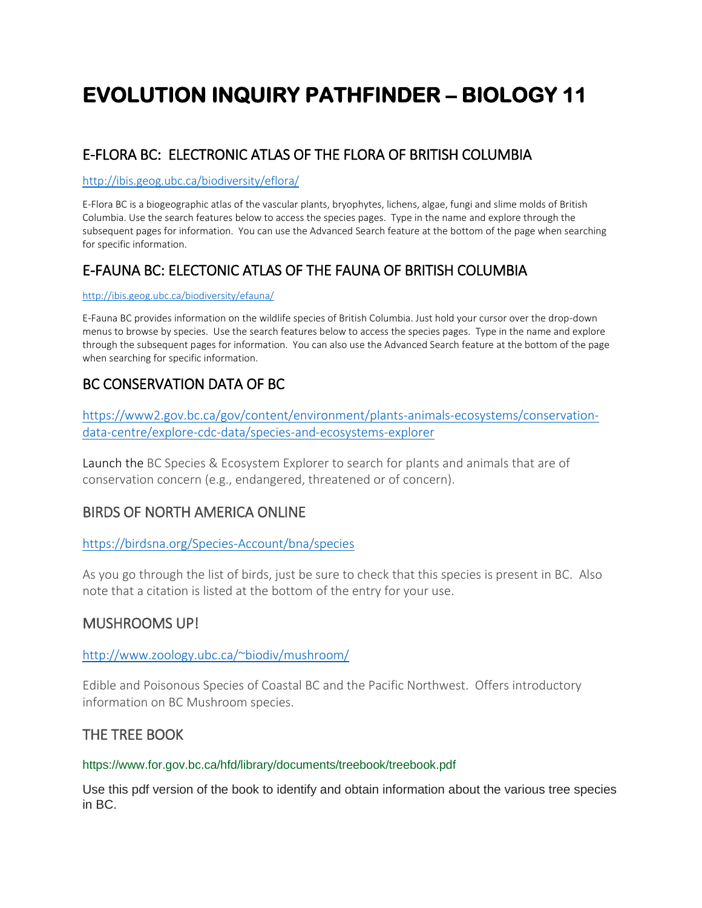# EVOLUTION INQUIRY PATHFINDER – BIOLOGY 11

## E-FLORA BC: ELECTRONIC ATLAS OF THE FLORA OF BRITISH COLUMBIA

http://ibis.geog.ubc.ca/biodiversity/eflora/

E-Flora BC is a biogeographic atlas of the vascular plants, bryophytes, lichens, algae, fungi and slime molds of British Columbia. Use the search features below to access the species pages. Type in the name and explore through the subsequent pages for information. You can use the Advanced Search feature at the bottom of the page when searching for specific information.

## E-FAUNA BC: ELECTONIC ATLAS OF THE FAUNA OF BRITISH COLUMBIA

http://ibis.geog.ubc.ca/biodiversity/efauna/

E-Fauna BC provides information on the wildlife species of British Columbia. Just hold your cursor over the drop-down menus to browse by species. Use the search features below to access the species pages. Type in the name and explore through the subsequent pages for information. You can also use the Advanced Search feature at the bottom of the page when searching for specific information.

## BC CONSERVATION DATA OF BC

https://www2.gov.bc.ca/gov/content/environment/plants-animals-ecosystems/conservation-data-centre/explore-cdc-data/species-and-ecosystems-explorer

Launch the BC Species & Ecosystem Explorer to search for plants and animals that are of conservation concern (e.g., endangered, threatened or of concern).

## BIRDS OF NORTH AMERICA ONLINE

https://birdsna.org/Species-Account/bna/species

As you go through the list of birds, just be sure to check that this species is present in BC. Also note that a citation is listed at the bottom of the entry for your use.

## MUSHROOMS UP!

http://www.zoology.ubc.ca/~biodiv/mushroom/

Edible and Poisonous Species of Coastal BC and the Pacific Northwest. Offers introductory information on BC Mushroom species.

## THE TREE BOOK

https://www.for.gov.bc.ca/hfd/library/documents/treebook/treebook.pdf

Use this pdf version of the book to identify and obtain information about the various tree species in BC.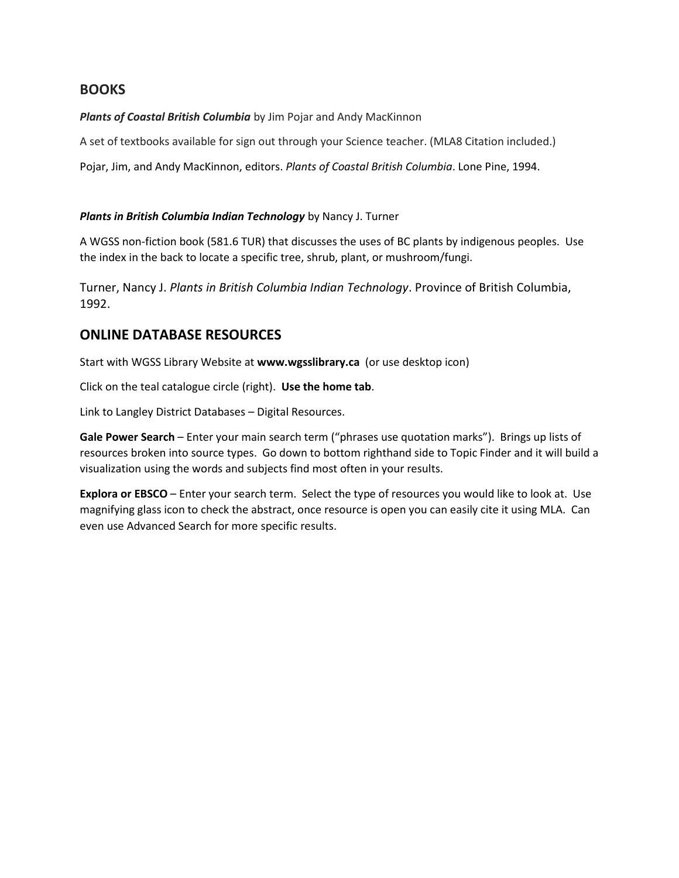## BOOKS

***Plants of Coastal British Columbia*** by Jim Pojar and Andy MacKinnon

A set of textbooks available for sign out through your Science teacher. (MLA8 Citation included.)

Pojar, Jim, and Andy MacKinnon, editors. *Plants of Coastal British Columbia*. Lone Pine, 1994.

***Plants in British Columbia Indian Technology*** by Nancy J. Turner

A WGSS non-fiction book (581.6 TUR) that discusses the uses of BC plants by indigenous peoples. Use the index in the back to locate a specific tree, shrub, plant, or mushroom/fungi.

Turner, Nancy J. *Plants in British Columbia Indian Technology*. Province of British Columbia, 1992.

## ONLINE DATABASE RESOURCES

Start with WGSS Library Website at **www.wgsslibrary.ca** (or use desktop icon)

Click on the teal catalogue circle (right). **Use the home tab**.

Link to Langley District Databases – Digital Resources.

**Gale Power Search** – Enter your main search term ("phrases use quotation marks"). Brings up lists of resources broken into source types. Go down to bottom righthand side to Topic Finder and it will build a visualization using the words and subjects find most often in your results.

**Explora or EBSCO** – Enter your search term. Select the type of resources you would like to look at. Use magnifying glass icon to check the abstract, once resource is open you can easily cite it using MLA. Can even use Advanced Search for more specific results.